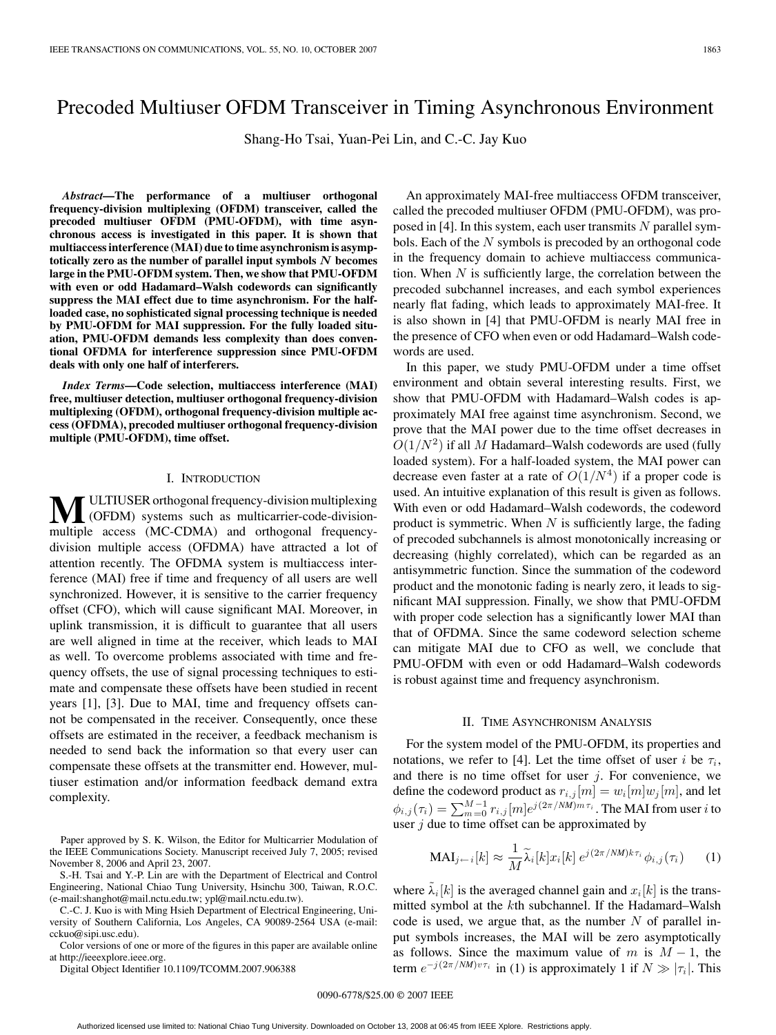# Precoded Multiuser OFDM Transceiver in Timing Asynchronous Environment

Shang-Ho Tsai, Yuan-Pei Lin, and C.-C. Jay Kuo

***Abstract*—The performance of a multiuser orthogonal frequency-division multiplexing (OFDM) transceiver, called the precoded multiuser OFDM (PMU-OFDM), with time asynchronous access is investigated in this paper. It is shown that multiaccess interference (MAI) due to time asynchronism is asymptotically zero as the number of parallel input symbols $N$ becomes large in the PMU-OFDM system. Then, we show that PMU-OFDM with even or odd Hadamard–Walsh codewords can significantly suppress the MAI effect due to time asynchronism. For the half-loaded case, no sophisticated signal processing technique is needed by PMU-OFDM for MAI suppression. For the fully loaded situation, PMU-OFDM demands less complexity than does conventional OFDMA for interference suppression since PMU-OFDM deals with only one half of interferers.**

***Index Terms*—Code selection, multiaccess interference (MAI) free, multiuser detection, multiuser orthogonal frequency-division multiplexing (OFDM), orthogonal frequency-division multiple access (OFDMA), precoded multiuser orthogonal frequency-division multiple (PMU-OFDM), time offset.**

## I. Introduction

Multiuser orthogonal frequency-division multiplexing (OFDM) systems such as multicarrier-code-division-multiple access (MC-CDMA) and orthogonal frequency-division multiple access (OFDMA) have attracted a lot of attention recently. The OFDMA system is multiaccess interference (MAI) free if time and frequency of all users are well synchronized. However, it is sensitive to the carrier frequency offset (CFO), which will cause significant MAI. Moreover, in uplink transmission, it is difficult to guarantee that all users are well aligned in time at the receiver, which leads to MAI as well. To overcome problems associated with time and frequency offsets, the use of signal processing techniques to estimate and compensate these offsets have been studied in recent years [1], [3]. Due to MAI, time and frequency offsets cannot be compensated in the receiver. Consequently, once these offsets are estimated in the receiver, a feedback mechanism is needed to send back the information so that every user can compensate these offsets at the transmitter end. However, multiuser estimation and/or information feedback demand extra complexity.

An approximately MAI-free multiaccess OFDM transceiver, called the precoded multiuser OFDM (PMU-OFDM), was proposed in [4]. In this system, each user transmits $N$ parallel symbols. Each of the $N$ symbols is precoded by an orthogonal code in the frequency domain to achieve multiaccess communication. When $N$ is sufficiently large, the correlation between the precoded subchannel increases, and each symbol experiences nearly flat fading, which leads to approximately MAI-free. It is also shown in [4] that PMU-OFDM is nearly MAI free in the presence of CFO when even or odd Hadamard–Walsh codewords are used.

In this paper, we study PMU-OFDM under a time offset environment and obtain several interesting results. First, we show that PMU-OFDM with Hadamard–Walsh codes is approximately MAI free against time asynchronism. Second, we prove that the MAI power due to the time offset decreases in $O(1/N^2)$ if all $M$ Hadamard–Walsh codewords are used (fully loaded system). For a half-loaded system, the MAI power can decrease even faster at a rate of $O(1/N^4)$ if a proper code is used. An intuitive explanation of this result is given as follows. With even or odd Hadamard–Walsh codewords, the codeword product is symmetric. When $N$ is sufficiently large, the fading of precoded subchannels is almost monotonically increasing or decreasing (highly correlated), which can be regarded as an antisymmetric function. Since the summation of the codeword product and the monotonic fading is nearly zero, it leads to significant MAI suppression. Finally, we show that PMU-OFDM with proper code selection has a significantly lower MAI than that of OFDMA. Since the same codeword selection scheme can mitigate MAI due to CFO as well, we conclude that PMU-OFDM with even or odd Hadamard–Walsh codewords is robust against time and frequency asynchronism.

## II. Time Asynchronism Analysis

For the system model of the PMU-OFDM, its properties and notations, we refer to [4]. Let the time offset of user $i$ be $\tau_i$, and there is no time offset for user $j$. For convenience, we define the codeword product as $r_{i,j}[m] = w_i[m]w_j[m]$, and let $\phi_{i,j}(\tau_i) = \sum_{m=0}^{M-1} r_{i,j}[m]e^{j(2\pi/NM)m\tau_i}$. The MAI from user $i$ to user $j$ due to time offset can be approximated by

$$\mathrm{MAI}_{j\leftarrow i}[k] \approx \frac{1}{M}\widetilde{\lambda}_i[k]x_i[k]\, e^{j(2\pi/NM)k\tau_i}\,\phi_{i,j}(\tau_i) \qquad (1)$$

where $\tilde{\lambda}_i[k]$ is the averaged channel gain and $x_i[k]$ is the transmitted symbol at the $k$th subchannel. If the Hadamard–Walsh code is used, we argue that, as the number $N$ of parallel input symbols increases, the MAI will be zero asymptotically as follows. Since the maximum value of $m$ is $M-1$, the term $e^{-j(2\pi/NM)v\tau_i}$ in (1) is approximately 1 if $N \gg |\tau_i|$. This

---

Paper approved by S. K. Wilson, the Editor for Multicarrier Modulation of the IEEE Communications Society. Manuscript received July 7, 2005; revised November 8, 2006 and April 23, 2007.

S.-H. Tsai and Y.-P. Lin are with the Department of Electrical and Control Engineering, National Chiao Tung University, Hsinchu 300, Taiwan, R.O.C. (e-mail:shanghot@mail.nctu.edu.tw; ypl@mail.nctu.edu.tw).

C.-C. J. Kuo is with Ming Hsieh Department of Electrical Engineering, University of Southern California, Los Angeles, CA 90089-2564 USA (e-mail: cckuo@sipi.usc.edu).

Color versions of one or more of the figures in this paper are available online at http://ieeexplore.ieee.org.

Digital Object Identifier 10.1109/TCOMM.2007.906388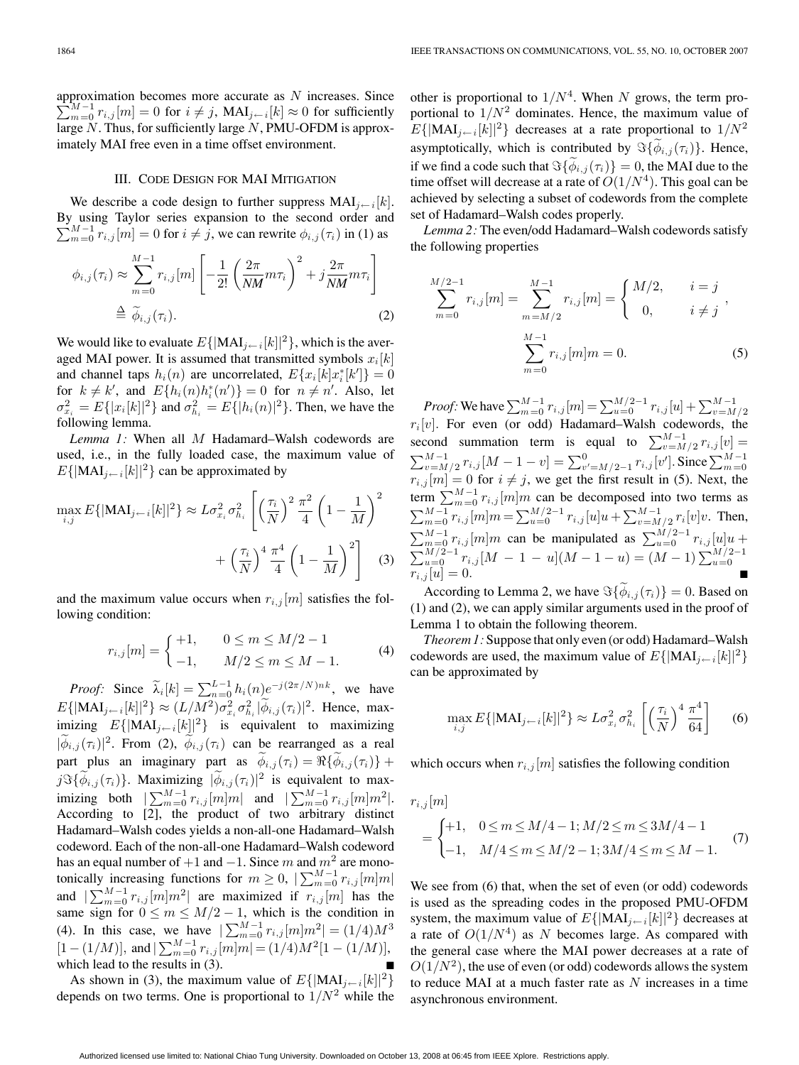approximation becomes more accurate as $N$ increases. Since $\sum_{m=0}^{M-1} r_{i,j}[m] = 0$ for $i \neq j$, $\text{MAI}_{j \leftarrow i}[k] \approx 0$ for sufficiently large $N$. Thus, for sufficiently large $N$, PMU-OFDM is approximately MAI free even in a time offset environment.

## III. Code Design for MAI Mitigation

We describe a code design to further suppress $\text{MAI}_{j \leftarrow i}[k]$. By using Taylor series expansion to the second order and $\sum_{m=0}^{M-1} r_{i,j}[m] = 0$ for $i \neq j$, we can rewrite $\phi_{i,j}(\tau_i)$ in (1) as

$$\phi_{i,j}(\tau_i) \approx \sum_{m=0}^{M-1} r_{i,j}[m] \left[ -\frac{1}{2!} \left( \frac{2\pi}{NM} m \tau_i \right)^2 + j \frac{2\pi}{NM} m \tau_i \right] \triangleq \widetilde{\phi}_{i,j}(\tau_i). \tag{2}$$

We would like to evaluate $E\{|\text{MAI}_{j \leftarrow i}[k]|^2\}$, which is the averaged MAI power. It is assumed that transmitted symbols $x_i[k]$ and channel taps $h_i(n)$ are uncorrelated, $E\{x_i[k]x_i^*[k']\} = 0$ for $k \neq k'$, and $E\{h_i(n)h_i^*(n')\} = 0$ for $n \neq n'$. Also, let $\sigma_{x_i}^2 = E\{|x_i[k]|^2\}$ and $\sigma_{h_i}^2 = E\{|h_i(n)|^2\}$. Then, we have the following lemma.

*Lemma 1:* When all $M$ Hadamard–Walsh codewords are used, i.e., in the fully loaded case, the maximum value of $E\{|\text{MAI}_{j \leftarrow i}[k]|^2\}$ can be approximated by

$$\max_{i,j} E\{|\text{MAI}_{j \leftarrow i}[k]|^2\} \approx L\sigma_{x_i}^2 \sigma_{h_i}^2 \left[ \left(\frac{\tau_i}{N}\right)^2 \frac{\pi^2}{4} \left(1 - \frac{1}{M}\right)^2 + \left(\frac{\tau_i}{N}\right)^4 \frac{\pi^4}{4} \left(1 - \frac{1}{M}\right)^2 \right] \tag{3}$$

and the maximum value occurs when $r_{i,j}[m]$ satisfies the following condition:

$$r_{i,j}[m] = \begin{cases} +1, & 0 \leq m \leq M/2 - 1 \\ -1, & M/2 \leq m \leq M - 1. \end{cases} \tag{4}$$

*Proof:* Since $\widetilde{\lambda}_i[k] = \sum_{n=0}^{L-1} h_i(n) e^{-j(2\pi/N)nk}$, we have $E\{|\text{MAI}_{j \leftarrow i}[k]|^2\} \approx (L/M^2)\sigma_{x_i}^2 \sigma_{h_i}^2 |\widetilde{\phi}_{i,j}(\tau_i)|^2$. Hence, maximizing $E\{|\text{MAI}_{j \leftarrow i}[k]|^2\}$ is equivalent to maximizing $|\widetilde{\phi}_{i,j}(\tau_i)|^2$. From (2), $\widetilde{\phi}_{i,j}(\tau_i)$ can be rearranged as a real part plus an imaginary part as $\widetilde{\phi}_{i,j}(\tau_i) = \Re\{\widetilde{\phi}_{i,j}(\tau_i)\} + j\Im\{\widetilde{\phi}_{i,j}(\tau_i)\}$. Maximizing $|\widetilde{\phi}_{i,j}(\tau_i)|^2$ is equivalent to maximizing both $|\sum_{m=0}^{M-1} r_{i,j}[m]m|$ and $|\sum_{m=0}^{M-1} r_{i,j}[m]m^2|$. According to [2], the product of two arbitrary distinct Hadamard–Walsh codes yields a non-all-one Hadamard–Walsh codeword. Each of the non-all-one Hadamard–Walsh codeword has an equal number of $+1$ and $-1$. Since $m$ and $m^2$ are monotonically increasing functions for $m \geq 0$, $|\sum_{m=0}^{M-1} r_{i,j}[m]m|$ and $|\sum_{m=0}^{M-1} r_{i,j}[m]m^2|$ are maximized if $r_{i,j}[m]$ has the same sign for $0 \leq m \leq M/2 - 1$, which is the condition in (4). In this case, we have $|\sum_{m=0}^{M-1} r_{i,j}[m]m^2| = (1/4)M^3 [1 - (1/M)]$, and $|\sum_{m=0}^{M-1} r_{i,j}[m]m| = (1/4)M^2[1 - (1/M)]$, which lead to the results in (3). ∎

As shown in (3), the maximum value of $E\{|\text{MAI}_{j \leftarrow i}[k]|^2\}$ depends on two terms. One is proportional to $1/N^2$ while the other is proportional to $1/N^4$. When $N$ grows, the term proportional to $1/N^2$ dominates. Hence, the maximum value of $E\{|\text{MAI}_{j \leftarrow i}[k]|^2\}$ decreases at a rate proportional to $1/N^2$ asymptotically, which is contributed by $\Im\{\widetilde{\phi}_{i,j}(\tau_i)\}$. Hence, if we find a code such that $\Im\{\widetilde{\phi}_{i,j}(\tau_i)\} = 0$, the MAI due to the time offset will decrease at a rate of $O(1/N^4)$. This goal can be achieved by selecting a subset of codewords from the complete set of Hadamard–Walsh codes properly.

*Lemma 2:* The even/odd Hadamard–Walsh codewords satisfy the following properties

$$\sum_{m=0}^{M/2-1} r_{i,j}[m] = \sum_{m=M/2}^{M-1} r_{i,j}[m] = \begin{cases} M/2, & i = j \\ 0, & i \neq j \end{cases},$$

$$\sum_{m=0}^{M-1} r_{i,j}[m]m = 0. \tag{5}$$

*Proof:* We have $\sum_{m=0}^{M-1} r_{i,j}[m] = \sum_{u=0}^{M/2-1} r_{i,j}[u] + \sum_{v=M/2}^{M-1} r_i[v]$. For even (or odd) Hadamard–Walsh codewords, the second summation term is equal to $\sum_{v=M/2}^{M-1} r_{i,j}[v] = \sum_{v=M/2}^{M-1} r_{i,j}[M-1-v] = \sum_{v'=M/2-1}^{0} r_{i,j}[v']$. Since $\sum_{m=0}^{M-1} r_{i,j}[m] = 0$ for $i \neq j$, we get the first result in (5). Next, the term $\sum_{m=0}^{M-1} r_{i,j}[m]m$ can be decomposed into two terms as $\sum_{m=0}^{M-1} r_{i,j}[m]m = \sum_{u=0}^{M/2-1} r_{i,j}[u]u + \sum_{v=M/2}^{M-1} r_i[v]v$. Then, $\sum_{m=0}^{M-1} r_{i,j}[m]m$ can be manipulated as $\sum_{u=0}^{M/2-1} r_{i,j}[u]u + \sum_{u=0}^{M/2-1} r_{i,j}[M-1-u](M-1-u) = (M-1)\sum_{u=0}^{M/2-1} r_{i,j}[u] = 0$. ∎

According to Lemma 2, we have $\Im\{\widetilde{\phi}_{i,j}(\tau_i)\} = 0$. Based on (1) and (2), we can apply similar arguments used in the proof of Lemma 1 to obtain the following theorem.

*Theorem 1:* Suppose that only even (or odd) Hadamard–Walsh codewords are used, the maximum value of $E\{|\text{MAI}_{j \leftarrow i}[k]|^2\}$ can be approximated by

$$\max_{i,j} E\{|\text{MAI}_{j \leftarrow i}[k]|^2\} \approx L\sigma_{x_i}^2 \sigma_{h_i}^2 \left[ \left(\frac{\tau_i}{N}\right)^4 \frac{\pi^4}{64} \right] \tag{6}$$

which occurs when $r_{i,j}[m]$ satisfies the following condition

$$r_{i,j}[m] = \begin{cases} +1, & 0 \leq m \leq M/4 - 1; M/2 \leq m \leq 3M/4 - 1 \\ -1, & M/4 \leq m \leq M/2 - 1; 3M/4 \leq m \leq M - 1. \end{cases} \tag{7}$$

We see from (6) that, when the set of even (or odd) codewords is used as the spreading codes in the proposed PMU-OFDM system, the maximum value of $E\{|\text{MAI}_{j \leftarrow i}[k]|^2\}$ decreases at a rate of $O(1/N^4)$ as $N$ becomes large. As compared with the general case where the MAI power decreases at a rate of $O(1/N^2)$, the use of even (or odd) codewords allows the system to reduce MAI at a much faster rate as $N$ increases in a time asynchronous environment.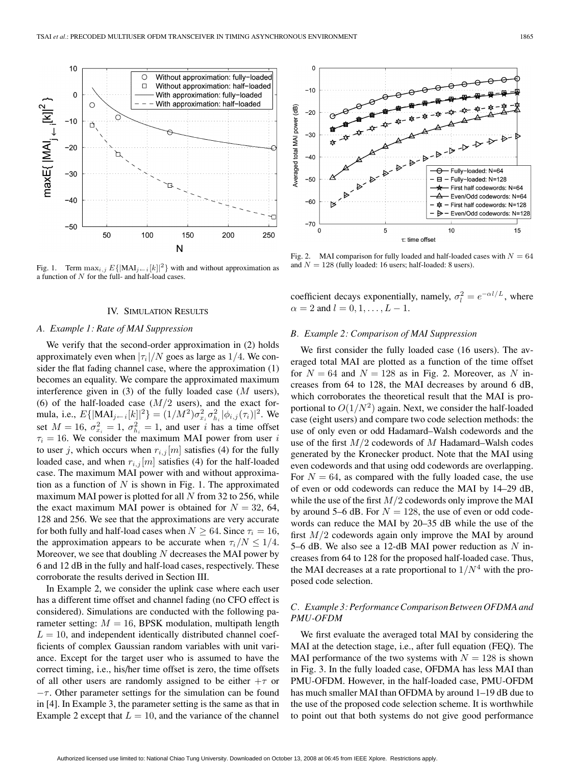Fig. 1. Term $\max_{i,j} E\{|\text{MAI}_{j\leftarrow i}[k]|^2\}$ with and without approximation as a function of $N$ for the full- and half-load cases.

Fig. 2. MAI comparison for fully loaded and half-loaded cases with $N = 64$ and $N = 128$ (fully loaded: 16 users; half-loaded: 8 users).

## IV. Simulation Results

### *A. Example 1: Rate of MAI Suppression*

We verify that the second-order approximation in (2) holds approximately even when $|\tau_i|/N$ goes as large as $1/4$. We consider the flat fading channel case, where the approximation (1) becomes an equality. We compare the approximated maximum interference given in (3) of the fully loaded case ($M$ users), (6) of the half-loaded case ($M/2$ users), and the exact formula, i.e., $E\{|\text{MAI}_{j\leftarrow i}[k]|^2\} = (1/M^2)\sigma_{x_i}^2 \sigma_{h_i}^2 |\phi_{i,j}(\tau_i)|^2$. We set $M = 16$, $\sigma_{x_i}^2 = 1$, $\sigma_{h_i}^2 = 1$, and user $i$ has a time offset $\tau_i = 16$. We consider the maximum MAI power from user $i$ to user $j$, which occurs when $r_{i,j}[m]$ satisfies (4) for the fully loaded case, and when $r_{i,j}[m]$ satisfies (4) for the half-loaded case. The maximum MAI power with and without approximation as a function of $N$ is shown in Fig. 1. The approximated maximum MAI power is plotted for all $N$ from 32 to 256, while the exact maximum MAI power is obtained for $N = 32$, 64, 128 and 256. We see that the approximations are very accurate for both fully and half-load cases when $N \geq 64$. Since $\tau_i = 16$, the approximation appears to be accurate when $\tau_i/N \leq 1/4$. Moreover, we see that doubling $N$ decreases the MAI power by 6 and 12 dB in the fully and half-load cases, respectively. These corroborate the results derived in Section III.

In Example 2, we consider the uplink case where each user has a different time offset and channel fading (no CFO effect is considered). Simulations are conducted with the following parameter setting: $M = 16$, BPSK modulation, multipath length $L = 10$, and independent identically distributed channel coefficients of complex Gaussian random variables with unit variance. Except for the target user who is assumed to have the correct timing, i.e., his/her time offset is zero, the time offsets of all other users are randomly assigned to be either $+\tau$ or $-\tau$. Other parameter settings for the simulation can be found in [4]. In Example 3, the parameter setting is the same as that in Example 2 except that $L = 10$, and the variance of the channel coefficient decays exponentially, namely, $\sigma_l^2 = e^{-\alpha l/L}$, where $\alpha = 2$ and $l = 0, 1, \ldots, L-1$.

### *B. Example 2: Comparison of MAI Suppression*

We first consider the fully loaded case (16 users). The averaged total MAI are plotted as a function of the time offset for $N = 64$ and $N = 128$ as in Fig. 2. Moreover, as $N$ increases from 64 to 128, the MAI decreases by around 6 dB, which corroborates the theoretical result that the MAI is proportional to $O(1/N^2)$ again. Next, we consider the half-loaded case (eight users) and compare two code selection methods: the use of only even or odd Hadamard–Walsh codewords and the use of the first $M/2$ codewords of $M$ Hadamard–Walsh codes generated by the Kronecker product. Note that the MAI using even codewords and that using odd codewords are overlapping. For $N = 64$, as compared with the fully loaded case, the use of even or odd codewords can reduce the MAI by 14–29 dB, while the use of the first $M/2$ codewords only improve the MAI by around 5–6 dB. For $N = 128$, the use of even or odd codewords can reduce the MAI by 20–35 dB while the use of the first $M/2$ codewords again only improve the MAI by around 5–6 dB. We also see a 12-dB MAI power reduction as $N$ increases from 64 to 128 for the proposed half-loaded case. Thus, the MAI decreases at a rate proportional to $1/N^4$ with the proposed code selection.

### *C. Example 3: Performance Comparison Between OFDMA and PMU-OFDM*

We first evaluate the averaged total MAI by considering the MAI at the detection stage, i.e., after full equation (FEQ). The MAI performance of the two systems with $N = 128$ is shown in Fig. 3. In the fully loaded case, OFDMA has less MAI than PMU-OFDM. However, in the half-loaded case, PMU-OFDM has much smaller MAI than OFDMA by around 1–19 dB due to the use of the proposed code selection scheme. It is worthwhile to point out that both systems do not give good performance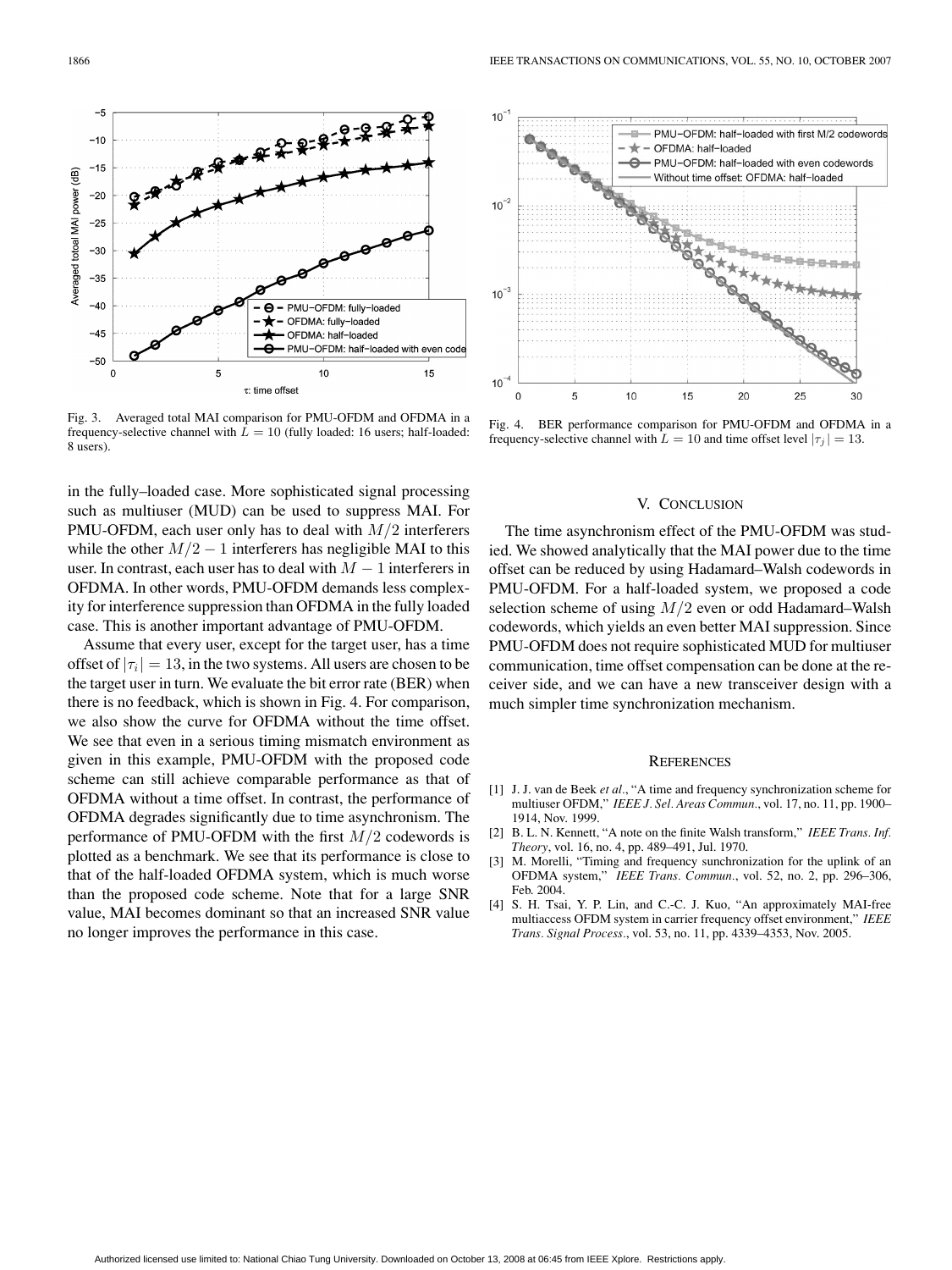−5
−10
−15
−20
−25
−30
−35
−40
−45
−50
Averaged totoal MAI power (dB)
0
5
10
15
τ: time offset
PMU−OFDM: fully−loaded
OFDMA: fully−loaded
OFDMA: half−loaded
PMU−OFDM: half−loaded with even code

Fig. 3. Averaged total MAI comparison for PMU-OFDM and OFDMA in a frequency-selective channel with $L = 10$ (fully loaded: 16 users; half-loaded: 8 users).

$10^{-1}$
$10^{-2}$
$10^{-3}$
$10^{-4}$
0
5
10
15
20
25
30
PMU−OFDM: half−loaded with first M/2 codewords
OFDMA: half−loaded
PMU−OFDM: half−loaded with even codewords
Without time offset: OFDMA: half−loaded

Fig. 4. BER performance comparison for PMU-OFDM and OFDMA in a frequency-selective channel with $L = 10$ and time offset level $|\tau_j| = 13$.

in the fully–loaded case. More sophisticated signal processing such as multiuser (MUD) can be used to suppress MAI. For PMU-OFDM, each user only has to deal with $M/2$ interferers while the other $M/2 - 1$ interferers has negligible MAI to this user. In contrast, each user has to deal with $M - 1$ interferers in OFDMA. In other words, PMU-OFDM demands less complexity for interference suppression than OFDMA in the fully loaded case. This is another important advantage of PMU-OFDM.

Assume that every user, except for the target user, has a time offset of $|\tau_i| = 13$, in the two systems. All users are chosen to be the target user in turn. We evaluate the bit error rate (BER) when there is no feedback, which is shown in Fig. 4. For comparison, we also show the curve for OFDMA without the time offset. We see that even in a serious timing mismatch environment as given in this example, PMU-OFDM with the proposed code scheme can still achieve comparable performance as that of OFDMA without a time offset. In contrast, the performance of OFDMA degrades significantly due to time asynchronism. The performance of PMU-OFDM with the first $M/2$ codewords is plotted as a benchmark. We see that its performance is close to that of the half-loaded OFDMA system, which is much worse than the proposed code scheme. Note that for a large SNR value, MAI becomes dominant so that an increased SNR value no longer improves the performance in this case.

## V. Conclusion

The time asynchronism effect of the PMU-OFDM was studied. We showed analytically that the MAI power due to the time offset can be reduced by using Hadamard–Walsh codewords in PMU-OFDM. For a half-loaded system, we proposed a code selection scheme of using $M/2$ even or odd Hadamard–Walsh codewords, which yields an even better MAI suppression. Since PMU-OFDM does not require sophisticated MUD for multiuser communication, time offset compensation can be done at the receiver side, and we can have a new transceiver design with a much simpler time synchronization mechanism.

## References

[1] J. J. van de Beek *et al.*, "A time and frequency synchronization scheme for multiuser OFDM," *IEEE J. Sel. Areas Commun.*, vol. 17, no. 11, pp. 1900–1914, Nov. 1999.

[2] B. L. N. Kennett, "A note on the finite Walsh transform," *IEEE Trans. Inf. Theory*, vol. 16, no. 4, pp. 489–491, Jul. 1970.

[3] M. Morelli, "Timing and frequency sunchronization for the uplink of an OFDMA system," *IEEE Trans. Commun.*, vol. 52, no. 2, pp. 296–306, Feb. 2004.

[4] S. H. Tsai, Y. P. Lin, and C.-C. J. Kuo, "An approximately MAI-free multiaccess OFDM system in carrier frequency offset environment," *IEEE Trans. Signal Process.*, vol. 53, no. 11, pp. 4339–4353, Nov. 2005.